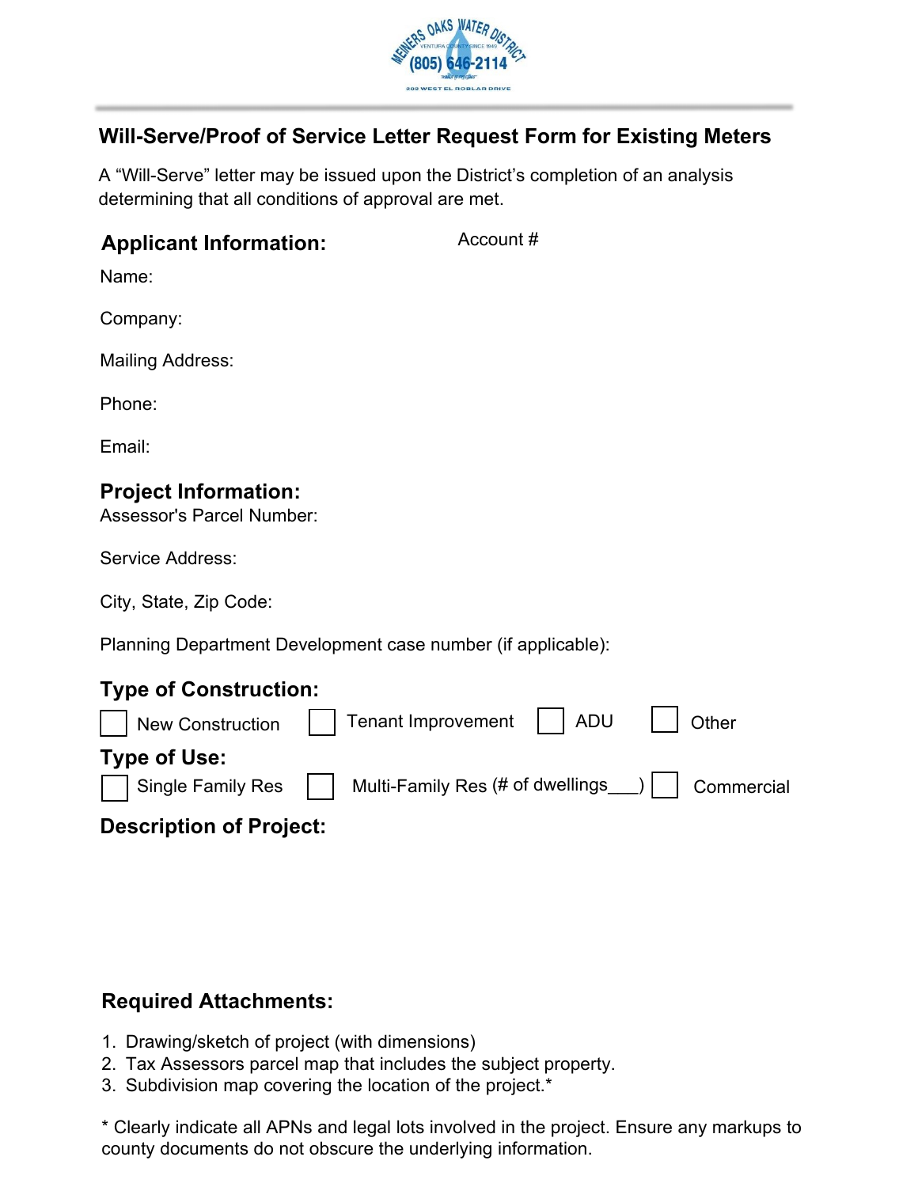MEINERS OAKS WATER DISTRICT
(805) 646-2114
202 WEST EL ROBLAR DRIVE

## Will-Serve/Proof of Service Letter Request Form for Existing Meters

A "Will-Serve" letter may be issued upon the District's completion of an analysis determining that all conditions of approval are met.

### Applicant Information:

Account #

Name:

Company:

Mailing Address:

Phone:

Email:

### Project Information:

Assessor's Parcel Number:

Service Address:

City, State, Zip Code:

Planning Department Development case number (if applicable):

### Type of Construction:

☐ New Construction ☐ Tenant Improvement ☐ ADU ☐ Other

### Type of Use:

☐ Single Family Res ☐ Multi-Family Res (# of dwellings___) ☐ Commercial

### Description of Project:

### Required Attachments:

1. Drawing/sketch of project (with dimensions)
2. Tax Assessors parcel map that includes the subject property.
3. Subdivision map covering the location of the project.*

* Clearly indicate all APNs and legal lots involved in the project. Ensure any markups to county documents do not obscure the underlying information.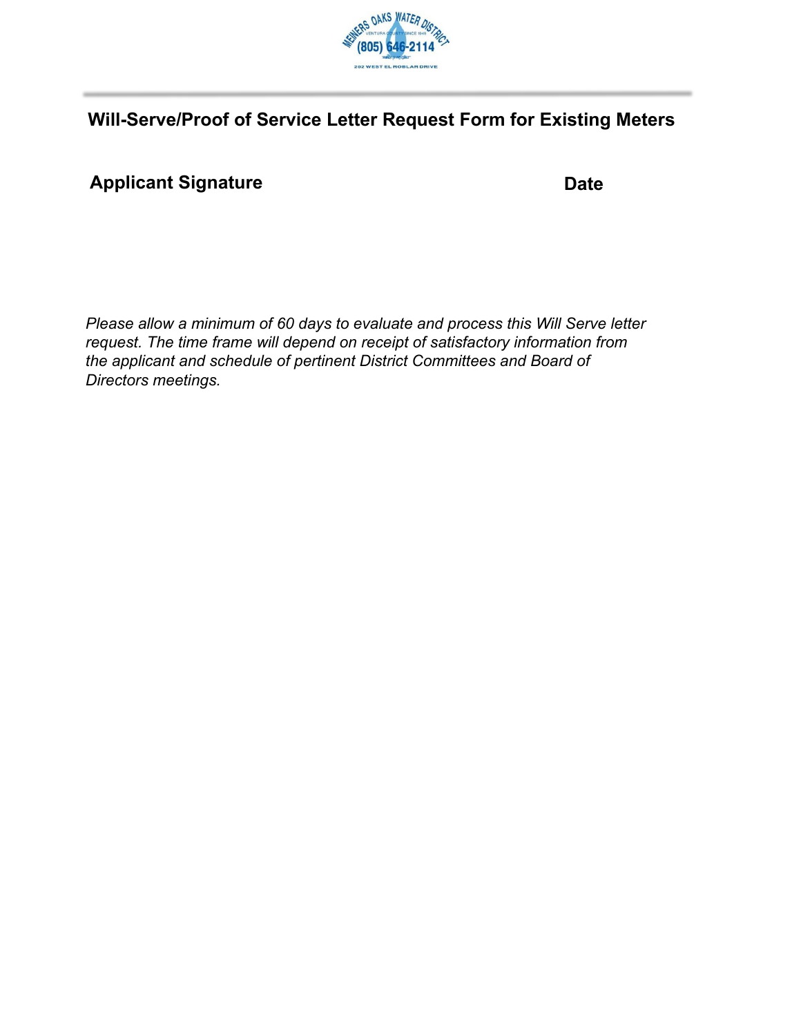## Will-Serve/Proof of Service Letter Request Form for Existing Meters

**Applicant Signature** **Date**

*Please allow a minimum of 60 days to evaluate and process this Will Serve letter request. The time frame will depend on receipt of satisfactory information from the applicant and schedule of pertinent District Committees and Board of Directors meetings.*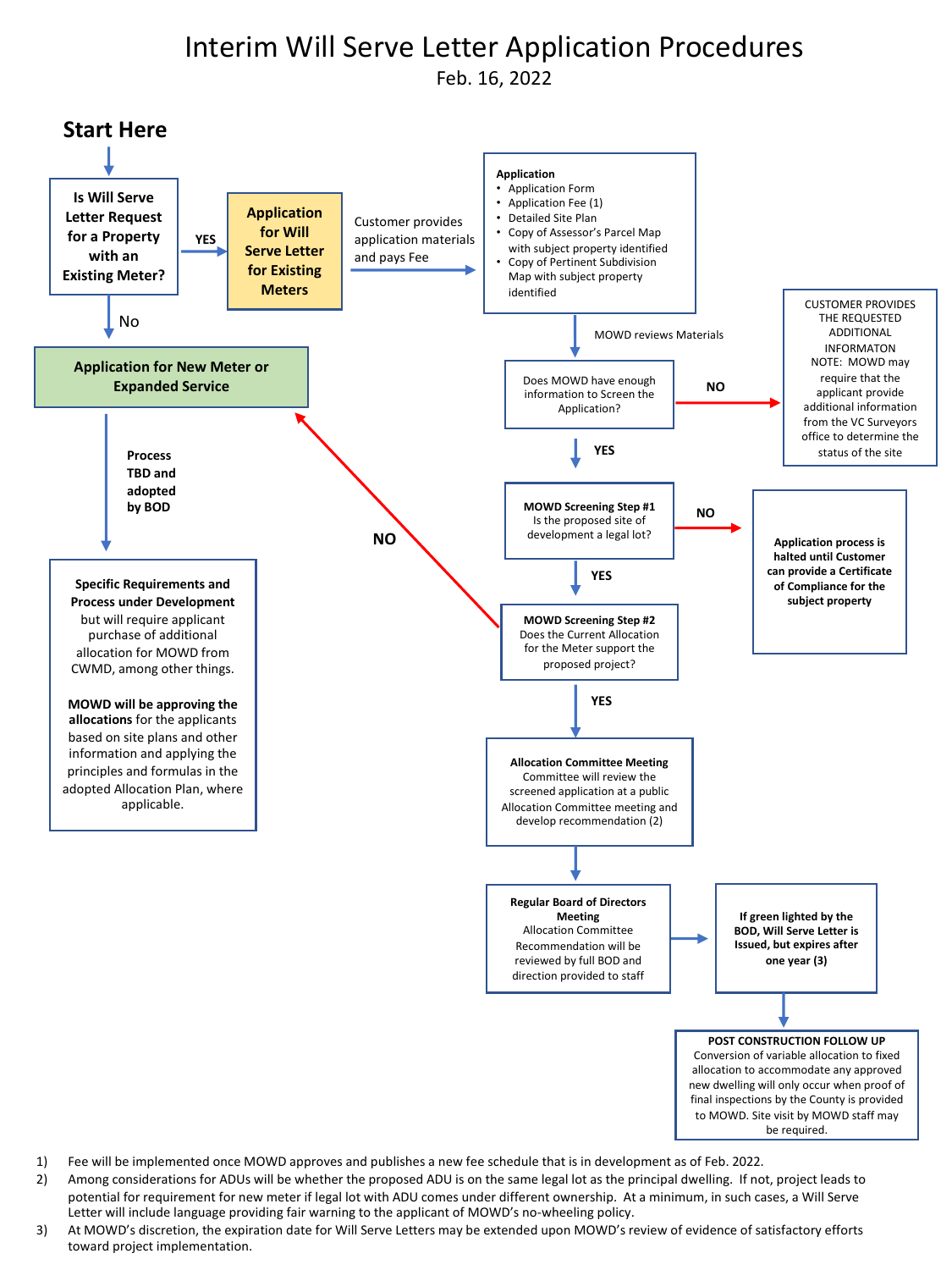# Interim Will Serve Letter Application Procedures

Feb. 16, 2022

**Start Here**

**Is Will Serve Letter Request for a Property with an Existing Meter?**

YES → **Application for Will Serve Letter for Existing Meters**

Customer provides application materials and pays Fee →

**Application**

- Application Form
- Application Fee (1)
- Detailed Site Plan
- Copy of Assessor's Parcel Map with subject property identified
- Copy of Pertinent Subdivision Map with subject property identified

MOWD reviews Materials

Does MOWD have enough information to Screen the Application?

NO → CUSTOMER PROVIDES THE REQUESTED ADDITIONAL INFORMATON
NOTE: MOWD may require that the applicant provide additional information from the VC Surveyors office to determine the status of the site

YES

**MOWD Screening Step #1**
Is the proposed site of development a legal lot?

NO → **Application process is halted until Customer can provide a Certificate of Compliance for the subject property**

YES

**MOWD Screening Step #2**
Does the Current Allocation for the Meter support the proposed project?

NO → Application for New Meter or Expanded Service

YES

**Allocation Committee Meeting**
Committee will review the screened application at a public Allocation Committee meeting and develop recommendation (2)

**Regular Board of Directors Meeting**
Allocation Committee Recommendation will be reviewed by full BOD and direction provided to staff

→ **If green lighted by the BOD, Will Serve Letter is Issued, but expires after one year (3)**

**POST CONSTRUCTION FOLLOW UP**
Conversion of variable allocation to fixed allocation to accommodate any approved new dwelling will only occur when proof of final inspections by the County is provided to MOWD. Site visit by MOWD staff may be required.

No → **Application for New Meter or Expanded Service**

**Process TBD and adopted by BOD**

**Specific Requirements and Process under Development** but will require applicant purchase of additional allocation for MOWD from CWMD, among other things.

**MOWD will be approving the allocations** for the applicants based on site plans and other information and applying the principles and formulas in the adopted Allocation Plan, where applicable.

1) Fee will be implemented once MOWD approves and publishes a new fee schedule that is in development as of Feb. 2022.
2) Among considerations for ADUs will be whether the proposed ADU is on the same legal lot as the principal dwelling. If not, project leads to potential for requirement for new meter if legal lot with ADU comes under different ownership. At a minimum, in such cases, a Will Serve Letter will include language providing fair warning to the applicant of MOWD's no-wheeling policy.
3) At MOWD's discretion, the expiration date for Will Serve Letters may be extended upon MOWD's review of evidence of satisfactory efforts toward project implementation.